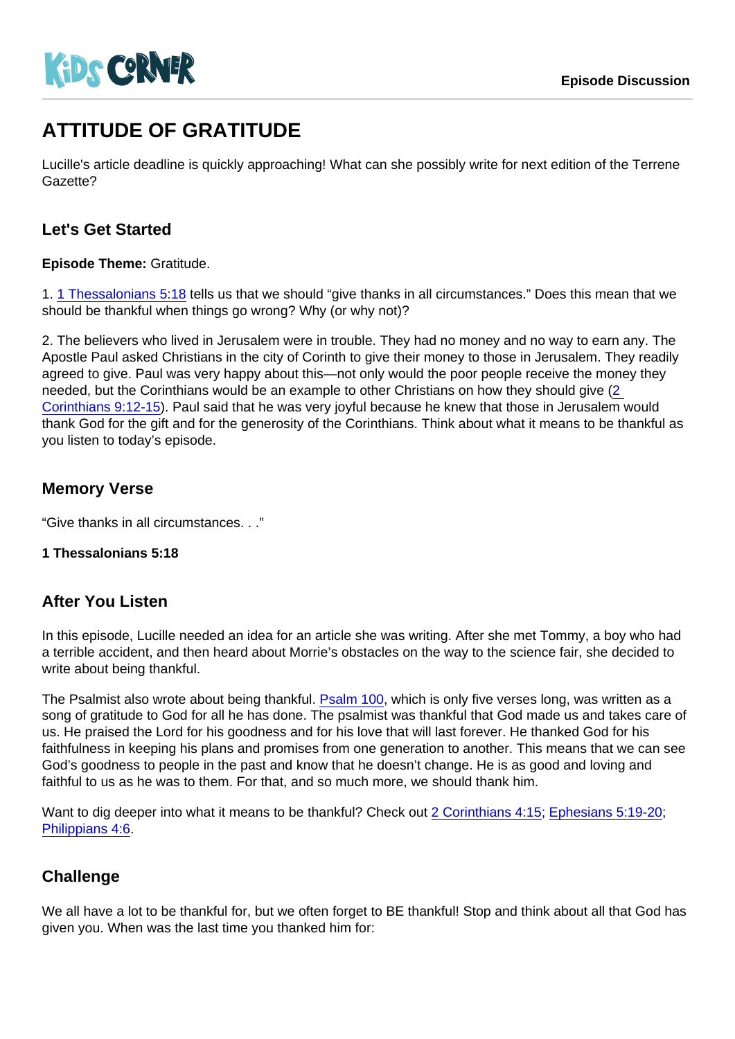KiDS CORNER

Episode Discussion

# ATTITUDE OF GRATITUDE

Lucille's article deadline is quickly approaching! What can she possibly write for next edition of the Terrene Gazette?

## Let's Get Started

**Episode Theme:** Gratitude.

1. 1 Thessalonians 5:18 tells us that we should "give thanks in all circumstances." Does this mean that we should be thankful when things go wrong? Why (or why not)?

2. The believers who lived in Jerusalem were in trouble. They had no money and no way to earn any. The Apostle Paul asked Christians in the city of Corinth to give their money to those in Jerusalem. They readily agreed to give. Paul was very happy about this—not only would the poor people receive the money they needed, but the Corinthians would be an example to other Christians on how they should give (2 Corinthians 9:12-15). Paul said that he was very joyful because he knew that those in Jerusalem would thank God for the gift and for the generosity of the Corinthians. Think about what it means to be thankful as you listen to today's episode.

## Memory Verse

"Give thanks in all circumstances. . ."

**1 Thessalonians 5:18**

## After You Listen

In this episode, Lucille needed an idea for an article she was writing. After she met Tommy, a boy who had a terrible accident, and then heard about Morrie's obstacles on the way to the science fair, she decided to write about being thankful.

The Psalmist also wrote about being thankful. Psalm 100, which is only five verses long, was written as a song of gratitude to God for all he has done. The psalmist was thankful that God made us and takes care of us. He praised the Lord for his goodness and for his love that will last forever. He thanked God for his faithfulness in keeping his plans and promises from one generation to another. This means that we can see God's goodness to people in the past and know that he doesn't change. He is as good and loving and faithful to us as he was to them. For that, and so much more, we should thank him.

Want to dig deeper into what it means to be thankful? Check out 2 Corinthians 4:15; Ephesians 5:19-20; Philippians 4:6.

## Challenge

We all have a lot to be thankful for, but we often forget to BE thankful! Stop and think about all that God has given you. When was the last time you thanked him for: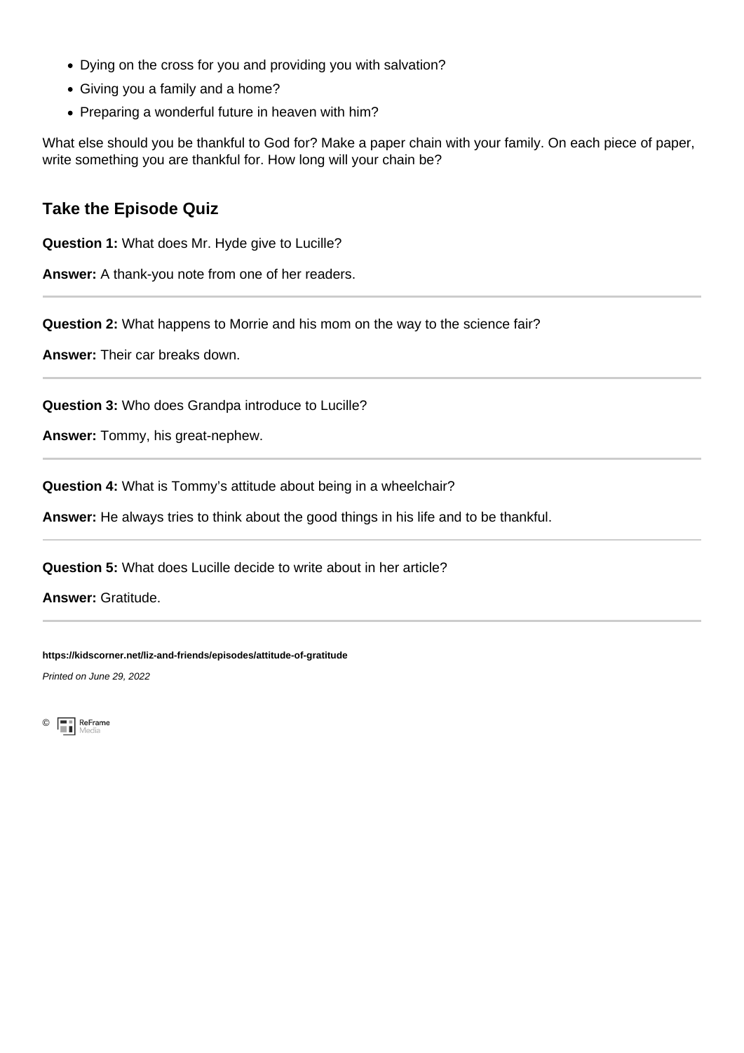- Dying on the cross for you and providing you with salvation?
- Giving you a family and a home?
- Preparing a wonderful future in heaven with him?

What else should you be thankful to God for? Make a paper chain with your family. On each piece of paper, write something you are thankful for. How long will your chain be?

## Take the Episode Quiz

**Question 1:** What does Mr. Hyde give to Lucille?

**Answer:** A thank-you note from one of her readers.

---

**Question 2:** What happens to Morrie and his mom on the way to the science fair?

**Answer:** Their car breaks down.

---

**Question 3:** Who does Grandpa introduce to Lucille?

**Answer:** Tommy, his great-nephew.

---

**Question 4:** What is Tommy's attitude about being in a wheelchair?

**Answer:** He always tries to think about the good things in his life and to be thankful.

---

**Question 5:** What does Lucille decide to write about in her article?

**Answer:** Gratitude.

---

**https://kidscorner.net/liz-and-friends/episodes/attitude-of-gratitude**

*Printed on June 29, 2022*

© ReFrame Media